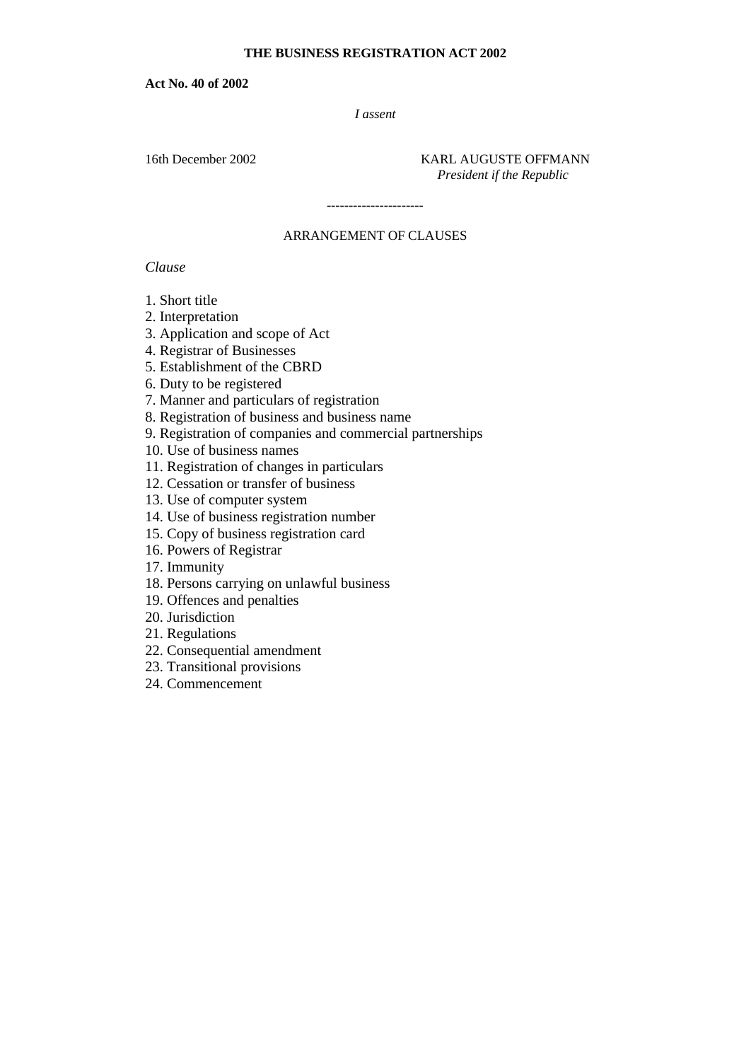**THE BUSINESS REGISTRATION ACT 2002**

**Act No. 40 of 2002**

*I assent*

16th December 2002

KARL AUGUSTE OFFMANN
*President if the Republic*

----------------------

ARRANGEMENT OF CLAUSES

*Clause*

1. Short title
2. Interpretation
3. Application and scope of Act
4. Registrar of Businesses
5. Establishment of the CBRD
6. Duty to be registered
7. Manner and particulars of registration
8. Registration of business and business name
9. Registration of companies and commercial partnerships
10. Use of business names
11. Registration of changes in particulars
12. Cessation or transfer of business
13. Use of computer system
14. Use of business registration number
15. Copy of business registration card
16. Powers of Registrar
17. Immunity
18. Persons carrying on unlawful business
19. Offences and penalties
20. Jurisdiction
21. Regulations
22. Consequential amendment
23. Transitional provisions
24. Commencement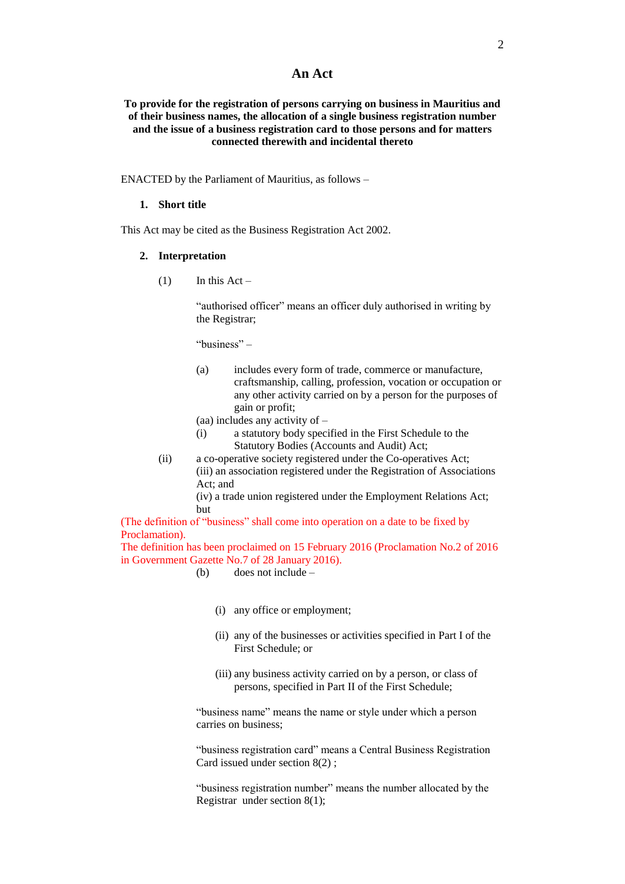# An Act

**To provide for the registration of persons carrying on business in Mauritius and of their business names, the allocation of a single business registration number and the issue of a business registration card to those persons and for matters connected therewith and incidental thereto**

ENACTED by the Parliament of Mauritius, as follows –

**1. Short title**

This Act may be cited as the Business Registration Act 2002.

**2. Interpretation**

(1) In this Act –

"authorised officer" means an officer duly authorised in writing by the Registrar;

"business" –

(a) includes every form of trade, commerce or manufacture, craftsmanship, calling, profession, vocation or occupation or any other activity carried on by a person for the purposes of gain or profit;

(aa) includes any activity of –

(i) a statutory body specified in the First Schedule to the Statutory Bodies (Accounts and Audit) Act;

(ii) a co-operative society registered under the Co-operatives Act;

(iii) an association registered under the Registration of Associations Act; and

(iv) a trade union registered under the Employment Relations Act; but

(The definition of "business" shall come into operation on a date to be fixed by Proclamation).
The definition has been proclaimed on 15 February 2016 (Proclamation No.2 of 2016 in Government Gazette No.7 of 28 January 2016).

(b) does not include –

(i) any office or employment;

(ii) any of the businesses or activities specified in Part I of the First Schedule; or

(iii) any business activity carried on by a person, or class of persons, specified in Part II of the First Schedule;

"business name" means the name or style under which a person carries on business;

"business registration card" means a Central Business Registration Card issued under section 8(2) ;

"business registration number" means the number allocated by the Registrar under section 8(1);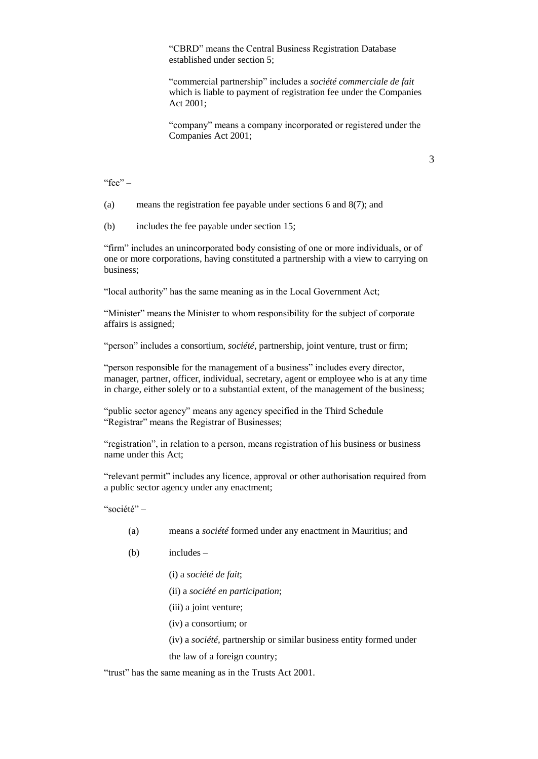"CBRD" means the Central Business Registration Database established under section 5;

"commercial partnership" includes a *société commerciale de fait* which is liable to payment of registration fee under the Companies Act 2001;

"company" means a company incorporated or registered under the Companies Act 2001;

"fee" –

(a) means the registration fee payable under sections 6 and 8(7); and

(b) includes the fee payable under section 15;

"firm" includes an unincorporated body consisting of one or more individuals, or of one or more corporations, having constituted a partnership with a view to carrying on business;

"local authority" has the same meaning as in the Local Government Act;

"Minister" means the Minister to whom responsibility for the subject of corporate affairs is assigned;

"person" includes a consortium, *société*, partnership, joint venture, trust or firm;

"person responsible for the management of a business" includes every director, manager, partner, officer, individual, secretary, agent or employee who is at any time in charge, either solely or to a substantial extent, of the management of the business;

"public sector agency" means any agency specified in the Third Schedule
"Registrar" means the Registrar of Businesses;

"registration", in relation to a person, means registration of his business or business name under this Act;

"relevant permit" includes any licence, approval or other authorisation required from a public sector agency under any enactment;

"société" –

(a) means a *société* formed under any enactment in Mauritius; and

(b) includes –

(i) a *société de fait*;

(ii) a *société en participation*;

(iii) a joint venture;

(iv) a consortium; or

(iv) a *société*, partnership or similar business entity formed under the law of a foreign country;

"trust" has the same meaning as in the Trusts Act 2001.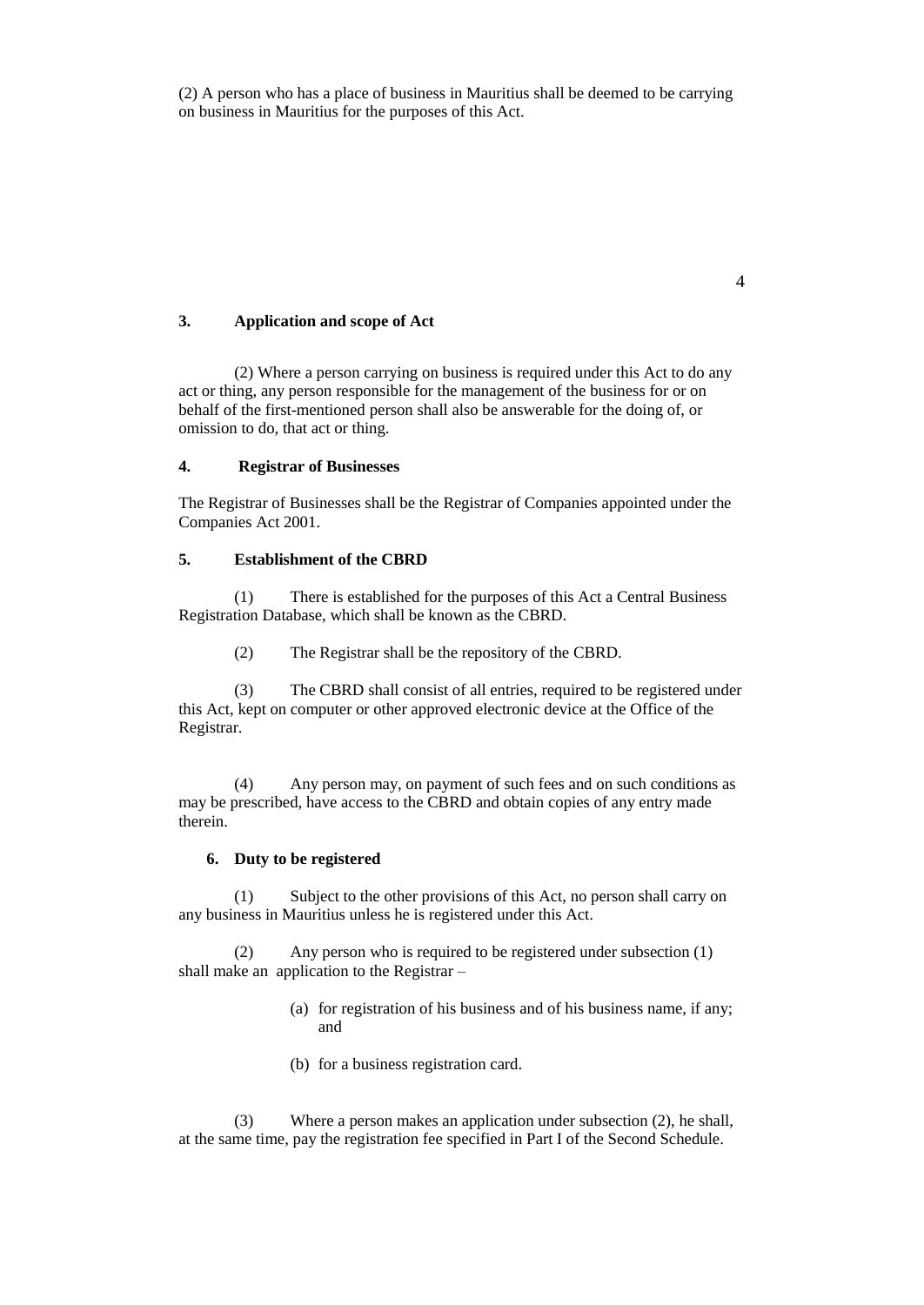(2) A person who has a place of business in Mauritius shall be deemed to be carrying on business in Mauritius for the purposes of this Act.

### 3. Application and scope of Act

(2) Where a person carrying on business is required under this Act to do any act or thing, any person responsible for the management of the business for or on behalf of the first-mentioned person shall also be answerable for the doing of, or omission to do, that act or thing.

### 4. Registrar of Businesses

The Registrar of Businesses shall be the Registrar of Companies appointed under the Companies Act 2001.

### 5. Establishment of the CBRD

(1) There is established for the purposes of this Act a Central Business Registration Database, which shall be known as the CBRD.

(2) The Registrar shall be the repository of the CBRD.

(3) The CBRD shall consist of all entries, required to be registered under this Act, kept on computer or other approved electronic device at the Office of the Registrar.

(4) Any person may, on payment of such fees and on such conditions as may be prescribed, have access to the CBRD and obtain copies of any entry made therein.

### 6. Duty to be registered

(1) Subject to the other provisions of this Act, no person shall carry on any business in Mauritius unless he is registered under this Act.

(2) Any person who is required to be registered under subsection (1) shall make an application to the Registrar –

(a) for registration of his business and of his business name, if any; and

(b) for a business registration card.

(3) Where a person makes an application under subsection (2), he shall, at the same time, pay the registration fee specified in Part I of the Second Schedule.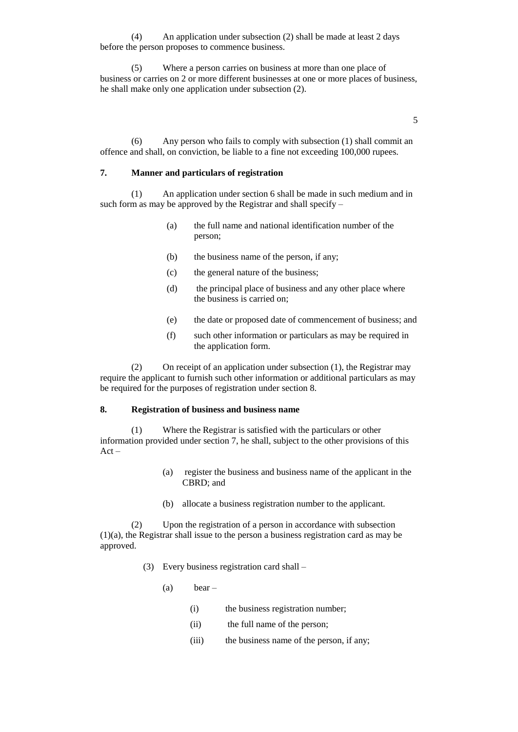(4) An application under subsection (2) shall be made at least 2 days before the person proposes to commence business.

(5) Where a person carries on business at more than one place of business or carries on 2 or more different businesses at one or more places of business, he shall make only one application under subsection (2).

(6) Any person who fails to comply with subsection (1) shall commit an offence and shall, on conviction, be liable to a fine not exceeding 100,000 rupees.

## 7. Manner and particulars of registration

(1) An application under section 6 shall be made in such medium and in such form as may be approved by the Registrar and shall specify –

(a) the full name and national identification number of the person;

(b) the business name of the person, if any;

(c) the general nature of the business;

(d) the principal place of business and any other place where the business is carried on;

(e) the date or proposed date of commencement of business; and

(f) such other information or particulars as may be required in the application form.

(2) On receipt of an application under subsection (1), the Registrar may require the applicant to furnish such other information or additional particulars as may be required for the purposes of registration under section 8.

## 8. Registration of business and business name

(1) Where the Registrar is satisfied with the particulars or other information provided under section 7, he shall, subject to the other provisions of this Act –

(a) register the business and business name of the applicant in the CBRD; and

(b) allocate a business registration number to the applicant.

(2) Upon the registration of a person in accordance with subsection (1)(a), the Registrar shall issue to the person a business registration card as may be approved.

(3) Every business registration card shall –

(a) bear –

(i) the business registration number;

(ii) the full name of the person;

(iii) the business name of the person, if any;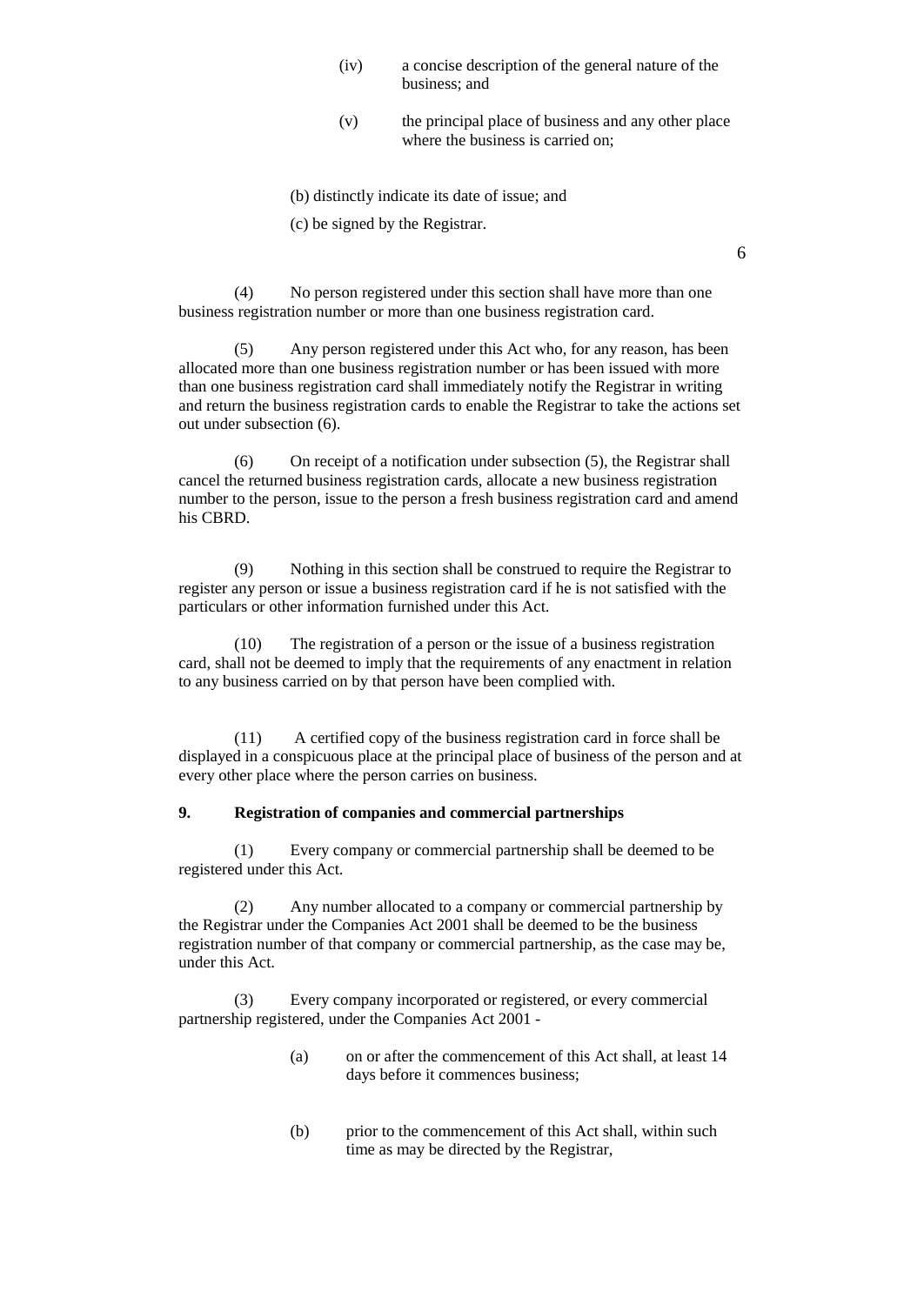(iv) a concise description of the general nature of the business; and

(v) the principal place of business and any other place where the business is carried on;

(b) distinctly indicate its date of issue; and

(c) be signed by the Registrar.

(4) No person registered under this section shall have more than one business registration number or more than one business registration card.

(5) Any person registered under this Act who, for any reason, has been allocated more than one business registration number or has been issued with more than one business registration card shall immediately notify the Registrar in writing and return the business registration cards to enable the Registrar to take the actions set out under subsection (6).

(6) On receipt of a notification under subsection (5), the Registrar shall cancel the returned business registration cards, allocate a new business registration number to the person, issue to the person a fresh business registration card and amend his CBRD.

(9) Nothing in this section shall be construed to require the Registrar to register any person or issue a business registration card if he is not satisfied with the particulars or other information furnished under this Act.

(10) The registration of a person or the issue of a business registration card, shall not be deemed to imply that the requirements of any enactment in relation to any business carried on by that person have been complied with.

(11) A certified copy of the business registration card in force shall be displayed in a conspicuous place at the principal place of business of the person and at every other place where the person carries on business.

**9. Registration of companies and commercial partnerships**

(1) Every company or commercial partnership shall be deemed to be registered under this Act.

(2) Any number allocated to a company or commercial partnership by the Registrar under the Companies Act 2001 shall be deemed to be the business registration number of that company or commercial partnership, as the case may be, under this Act.

(3) Every company incorporated or registered, or every commercial partnership registered, under the Companies Act 2001 -

(a) on or after the commencement of this Act shall, at least 14 days before it commences business;

(b) prior to the commencement of this Act shall, within such time as may be directed by the Registrar,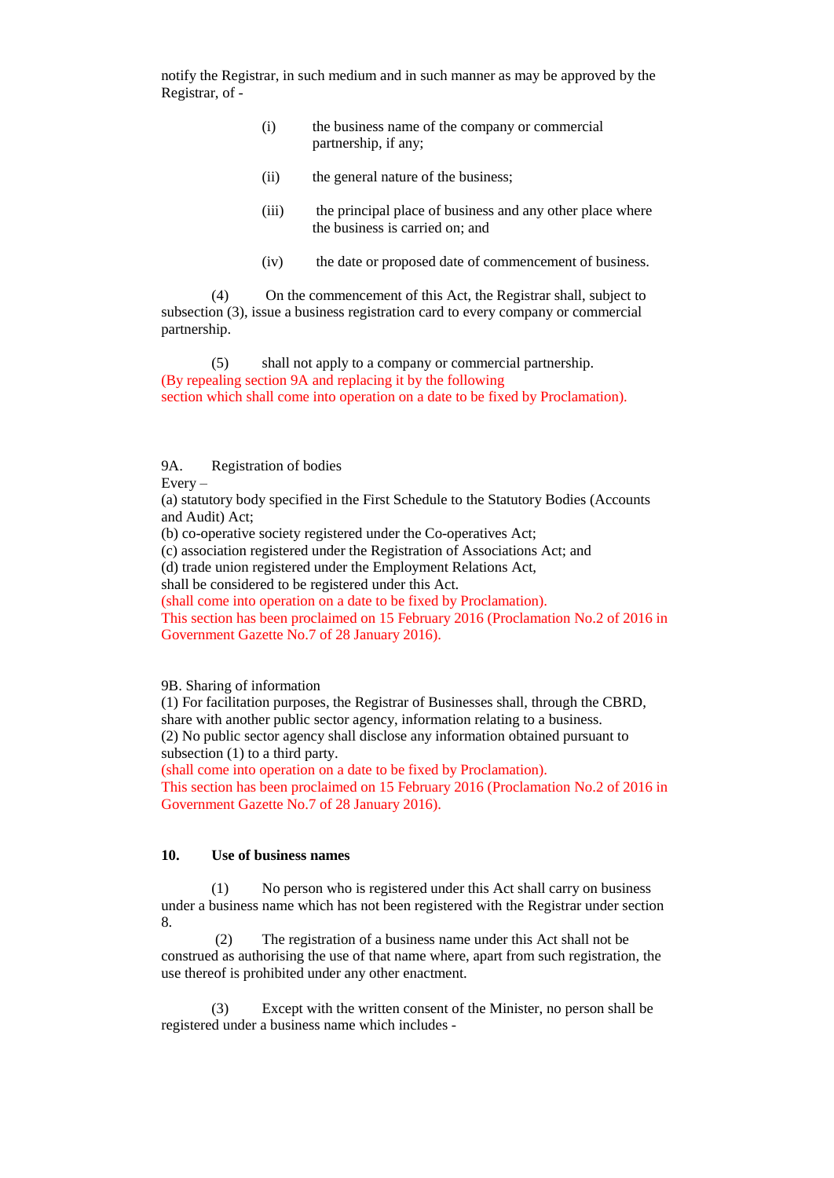notify the Registrar, in such medium and in such manner as may be approved by the Registrar, of -

(i) the business name of the company or commercial partnership, if any;

(ii) the general nature of the business;

(iii) the principal place of business and any other place where the business is carried on; and

(iv) the date or proposed date of commencement of business.

(4) On the commencement of this Act, the Registrar shall, subject to subsection (3), issue a business registration card to every company or commercial partnership.

(5) shall not apply to a company or commercial partnership.
(By repealing section 9A and replacing it by the following section which shall come into operation on a date to be fixed by Proclamation).

9A. Registration of bodies
Every –
(a) statutory body specified in the First Schedule to the Statutory Bodies (Accounts and Audit) Act;
(b) co-operative society registered under the Co-operatives Act;
(c) association registered under the Registration of Associations Act; and
(d) trade union registered under the Employment Relations Act,
shall be considered to be registered under this Act.
(shall come into operation on a date to be fixed by Proclamation).
This section has been proclaimed on 15 February 2016 (Proclamation No.2 of 2016 in Government Gazette No.7 of 28 January 2016).

9B. Sharing of information
(1) For facilitation purposes, the Registrar of Businesses shall, through the CBRD, share with another public sector agency, information relating to a business.
(2) No public sector agency shall disclose any information obtained pursuant to subsection (1) to a third party.
(shall come into operation on a date to be fixed by Proclamation).
This section has been proclaimed on 15 February 2016 (Proclamation No.2 of 2016 in Government Gazette No.7 of 28 January 2016).

**10. Use of business names**

(1) No person who is registered under this Act shall carry on business under a business name which has not been registered with the Registrar under section 8.

(2) The registration of a business name under this Act shall not be construed as authorising the use of that name where, apart from such registration, the use thereof is prohibited under any other enactment.

(3) Except with the written consent of the Minister, no person shall be registered under a business name which includes -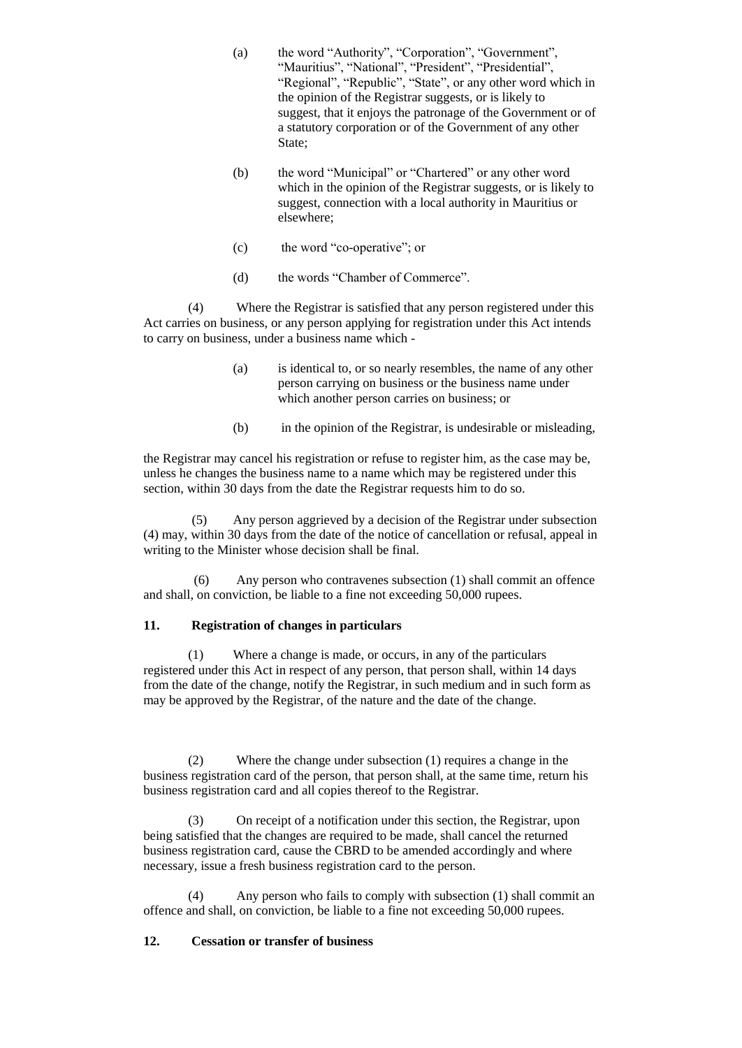(a) the word "Authority", "Corporation", "Government", "Mauritius", "National", "President", "Presidential", "Regional", "Republic", "State", or any other word which in the opinion of the Registrar suggests, or is likely to suggest, that it enjoys the patronage of the Government or of a statutory corporation or of the Government of any other State;

(b) the word "Municipal" or "Chartered" or any other word which in the opinion of the Registrar suggests, or is likely to suggest, connection with a local authority in Mauritius or elsewhere;

(c) the word "co-operative"; or

(d) the words "Chamber of Commerce".

(4) Where the Registrar is satisfied that any person registered under this Act carries on business, or any person applying for registration under this Act intends to carry on business, under a business name which -

(a) is identical to, or so nearly resembles, the name of any other person carrying on business or the business name under which another person carries on business; or

(b) in the opinion of the Registrar, is undesirable or misleading,

the Registrar may cancel his registration or refuse to register him, as the case may be, unless he changes the business name to a name which may be registered under this section, within 30 days from the date the Registrar requests him to do so.

(5) Any person aggrieved by a decision of the Registrar under subsection (4) may, within 30 days from the date of the notice of cancellation or refusal, appeal in writing to the Minister whose decision shall be final.

(6) Any person who contravenes subsection (1) shall commit an offence and shall, on conviction, be liable to a fine not exceeding 50,000 rupees.

### 11. Registration of changes in particulars

(1) Where a change is made, or occurs, in any of the particulars registered under this Act in respect of any person, that person shall, within 14 days from the date of the change, notify the Registrar, in such medium and in such form as may be approved by the Registrar, of the nature and the date of the change.

(2) Where the change under subsection (1) requires a change in the business registration card of the person, that person shall, at the same time, return his business registration card and all copies thereof to the Registrar.

(3) On receipt of a notification under this section, the Registrar, upon being satisfied that the changes are required to be made, shall cancel the returned business registration card, cause the CBRD to be amended accordingly and where necessary, issue a fresh business registration card to the person.

(4) Any person who fails to comply with subsection (1) shall commit an offence and shall, on conviction, be liable to a fine not exceeding 50,000 rupees.

### 12. Cessation or transfer of business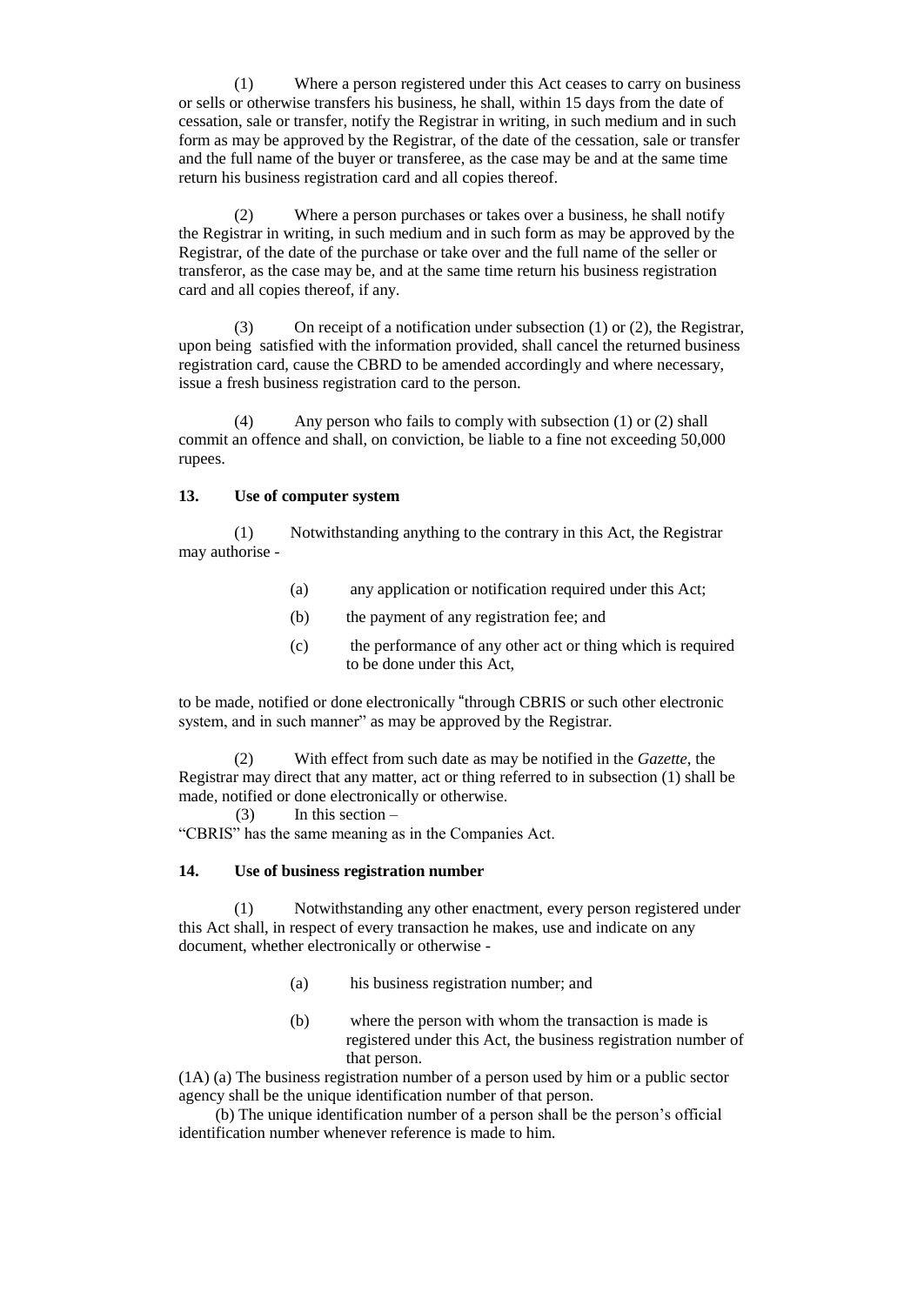(1) Where a person registered under this Act ceases to carry on business or sells or otherwise transfers his business, he shall, within 15 days from the date of cessation, sale or transfer, notify the Registrar in writing, in such medium and in such form as may be approved by the Registrar, of the date of the cessation, sale or transfer and the full name of the buyer or transferee, as the case may be and at the same time return his business registration card and all copies thereof.

(2) Where a person purchases or takes over a business, he shall notify the Registrar in writing, in such medium and in such form as may be approved by the Registrar, of the date of the purchase or take over and the full name of the seller or transferor, as the case may be, and at the same time return his business registration card and all copies thereof, if any.

(3) On receipt of a notification under subsection (1) or (2), the Registrar, upon being satisfied with the information provided, shall cancel the returned business registration card, cause the CBRD to be amended accordingly and where necessary, issue a fresh business registration card to the person.

(4) Any person who fails to comply with subsection (1) or (2) shall commit an offence and shall, on conviction, be liable to a fine not exceeding 50,000 rupees.

### 13. Use of computer system

(1) Notwithstanding anything to the contrary in this Act, the Registrar may authorise -

- (a) any application or notification required under this Act;
- (b) the payment of any registration fee; and
- (c) the performance of any other act or thing which is required to be done under this Act,

to be made, notified or done electronically "through CBRIS or such other electronic system, and in such manner" as may be approved by the Registrar.

(2) With effect from such date as may be notified in the *Gazette*, the Registrar may direct that any matter, act or thing referred to in subsection (1) shall be made, notified or done electronically or otherwise.

(3) In this section –

"CBRIS" has the same meaning as in the Companies Act.

### 14. Use of business registration number

(1) Notwithstanding any other enactment, every person registered under this Act shall, in respect of every transaction he makes, use and indicate on any document, whether electronically or otherwise -

- (a) his business registration number; and
- (b) where the person with whom the transaction is made is registered under this Act, the business registration number of that person.

(1A) (a) The business registration number of a person used by him or a public sector agency shall be the unique identification number of that person.

(b) The unique identification number of a person shall be the person's official identification number whenever reference is made to him.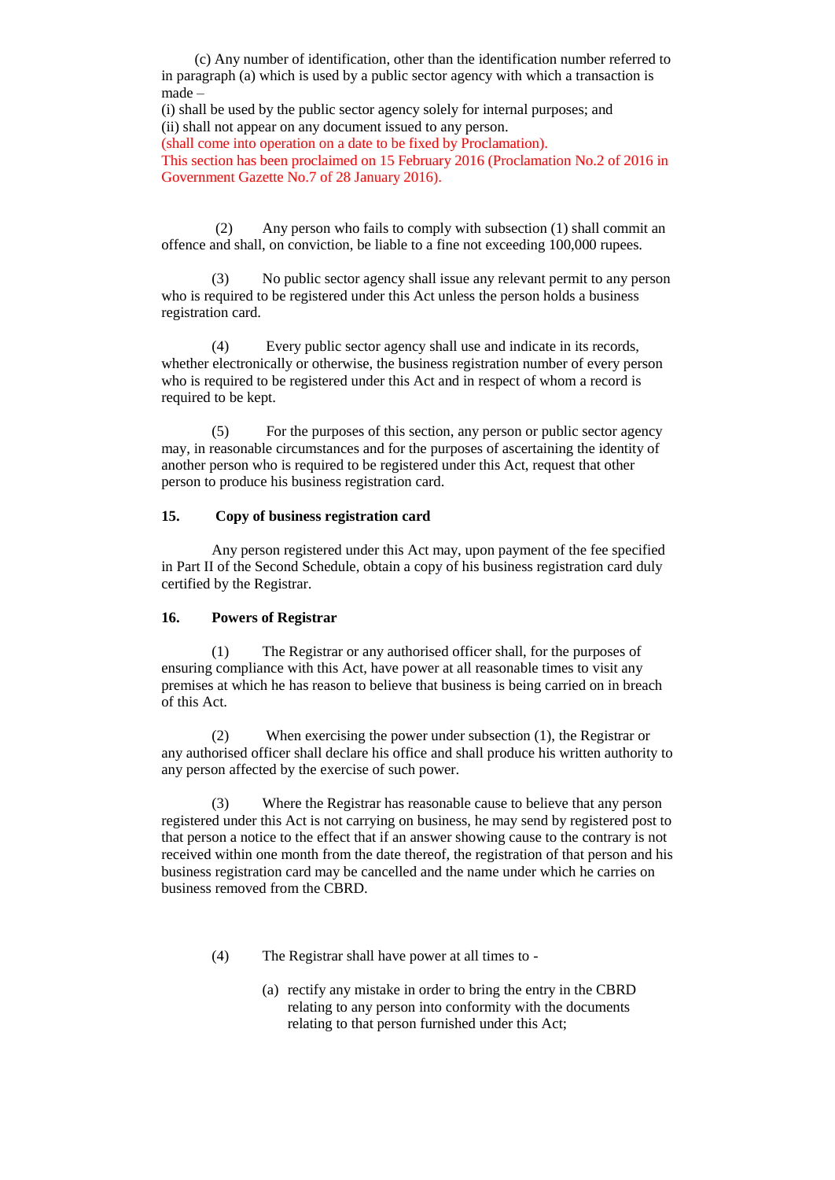(c) Any number of identification, other than the identification number referred to in paragraph (a) which is used by a public sector agency with which a transaction is made –

(i) shall be used by the public sector agency solely for internal purposes; and

(ii) shall not appear on any document issued to any person.

(shall come into operation on a date to be fixed by Proclamation).

This section has been proclaimed on 15 February 2016 (Proclamation No.2 of 2016 in Government Gazette No.7 of 28 January 2016).

(2) Any person who fails to comply with subsection (1) shall commit an offence and shall, on conviction, be liable to a fine not exceeding 100,000 rupees.

(3) No public sector agency shall issue any relevant permit to any person who is required to be registered under this Act unless the person holds a business registration card.

(4) Every public sector agency shall use and indicate in its records, whether electronically or otherwise, the business registration number of every person who is required to be registered under this Act and in respect of whom a record is required to be kept.

(5) For the purposes of this section, any person or public sector agency may, in reasonable circumstances and for the purposes of ascertaining the identity of another person who is required to be registered under this Act, request that other person to produce his business registration card.

**15. Copy of business registration card**

Any person registered under this Act may, upon payment of the fee specified in Part II of the Second Schedule, obtain a copy of his business registration card duly certified by the Registrar.

**16. Powers of Registrar**

(1) The Registrar or any authorised officer shall, for the purposes of ensuring compliance with this Act, have power at all reasonable times to visit any premises at which he has reason to believe that business is being carried on in breach of this Act.

(2) When exercising the power under subsection (1), the Registrar or any authorised officer shall declare his office and shall produce his written authority to any person affected by the exercise of such power.

(3) Where the Registrar has reasonable cause to believe that any person registered under this Act is not carrying on business, he may send by registered post to that person a notice to the effect that if an answer showing cause to the contrary is not received within one month from the date thereof, the registration of that person and his business registration card may be cancelled and the name under which he carries on business removed from the CBRD.

(4) The Registrar shall have power at all times to -

(a) rectify any mistake in order to bring the entry in the CBRD relating to any person into conformity with the documents relating to that person furnished under this Act;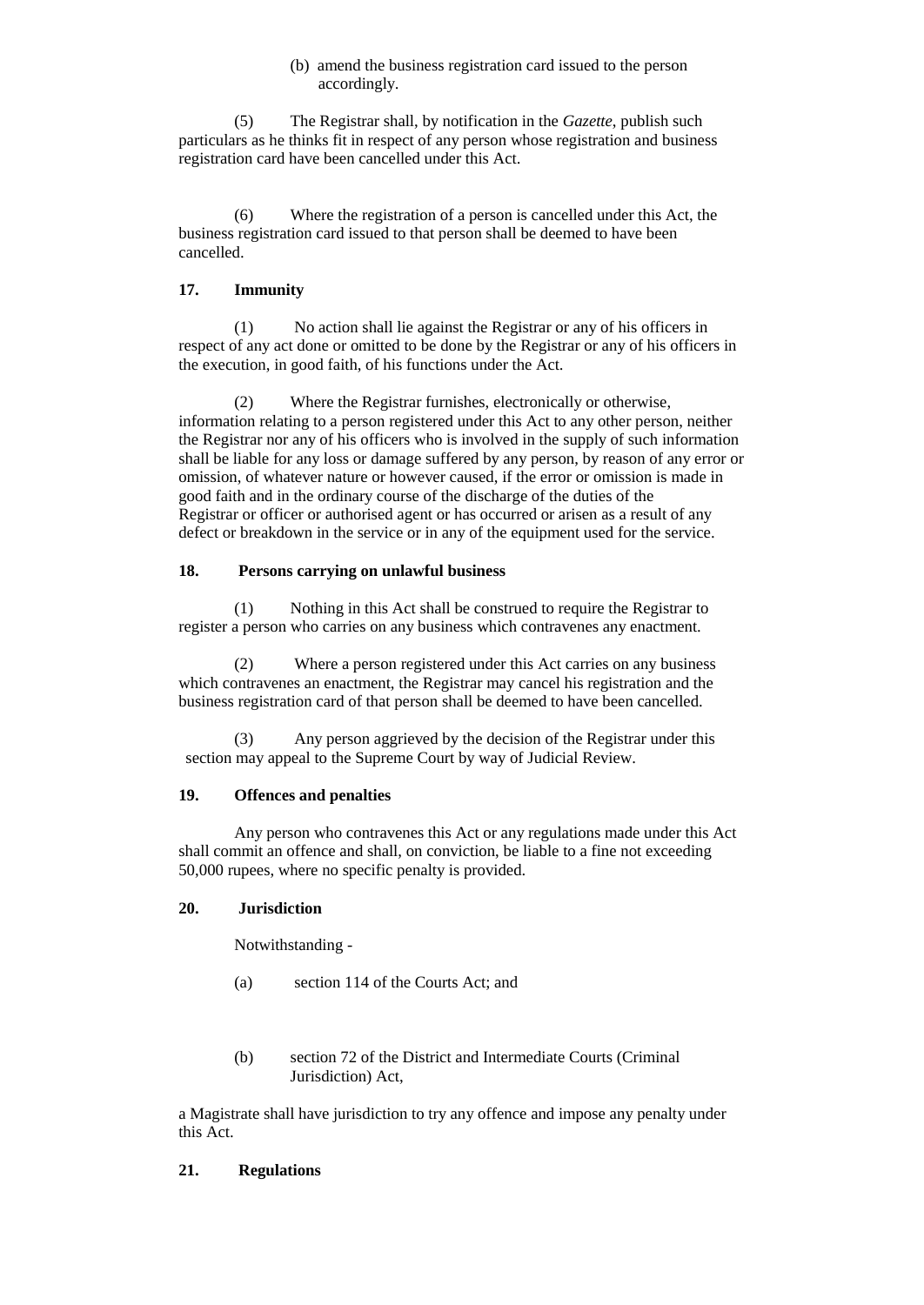(b) amend the business registration card issued to the person accordingly.

(5) The Registrar shall, by notification in the *Gazette*, publish such particulars as he thinks fit in respect of any person whose registration and business registration card have been cancelled under this Act.

(6) Where the registration of a person is cancelled under this Act, the business registration card issued to that person shall be deemed to have been cancelled.

**17. Immunity**

(1) No action shall lie against the Registrar or any of his officers in respect of any act done or omitted to be done by the Registrar or any of his officers in the execution, in good faith, of his functions under the Act.

(2) Where the Registrar furnishes, electronically or otherwise, information relating to a person registered under this Act to any other person, neither the Registrar nor any of his officers who is involved in the supply of such information shall be liable for any loss or damage suffered by any person, by reason of any error or omission, of whatever nature or however caused, if the error or omission is made in good faith and in the ordinary course of the discharge of the duties of the Registrar or officer or authorised agent or has occurred or arisen as a result of any defect or breakdown in the service or in any of the equipment used for the service.

**18. Persons carrying on unlawful business**

(1) Nothing in this Act shall be construed to require the Registrar to register a person who carries on any business which contravenes any enactment.

(2) Where a person registered under this Act carries on any business which contravenes an enactment, the Registrar may cancel his registration and the business registration card of that person shall be deemed to have been cancelled.

(3) Any person aggrieved by the decision of the Registrar under this section may appeal to the Supreme Court by way of Judicial Review.

**19. Offences and penalties**

Any person who contravenes this Act or any regulations made under this Act shall commit an offence and shall, on conviction, be liable to a fine not exceeding 50,000 rupees, where no specific penalty is provided.

**20. Jurisdiction**

Notwithstanding -

(a) section 114 of the Courts Act; and

(b) section 72 of the District and Intermediate Courts (Criminal Jurisdiction) Act,

a Magistrate shall have jurisdiction to try any offence and impose any penalty under this Act.

**21. Regulations**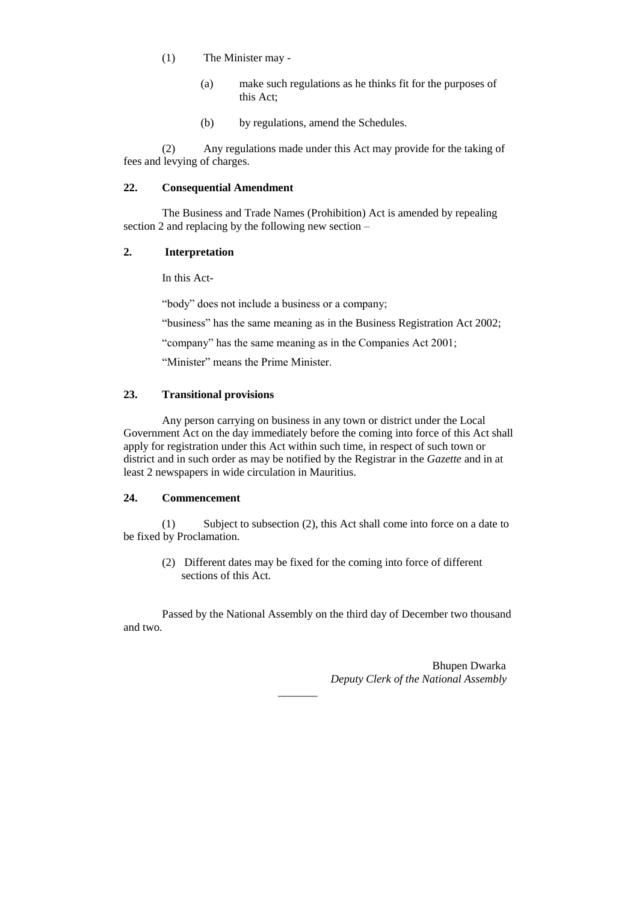(1) The Minister may -

(a) make such regulations as he thinks fit for the purposes of this Act;

(b) by regulations, amend the Schedules.

(2) Any regulations made under this Act may provide for the taking of fees and levying of charges.

**22. Consequential Amendment**

The Business and Trade Names (Prohibition) Act is amended by repealing section 2 and replacing by the following new section –

**2. Interpretation**

In this Act-

"body" does not include a business or a company;

"business" has the same meaning as in the Business Registration Act 2002;

"company" has the same meaning as in the Companies Act 2001;

"Minister" means the Prime Minister.

**23. Transitional provisions**

Any person carrying on business in any town or district under the Local Government Act on the day immediately before the coming into force of this Act shall apply for registration under this Act within such time, in respect of such town or district and in such order as may be notified by the Registrar in the *Gazette* and in at least 2 newspapers in wide circulation in Mauritius.

**24. Commencement**

(1) Subject to subsection (2), this Act shall come into force on a date to be fixed by Proclamation.

(2) Different dates may be fixed for the coming into force of different sections of this Act.

Passed by the National Assembly on the third day of December two thousand and two.

Bhupen Dwarka
*Deputy Clerk of the National Assembly*

\_\_\_\_\_\_\_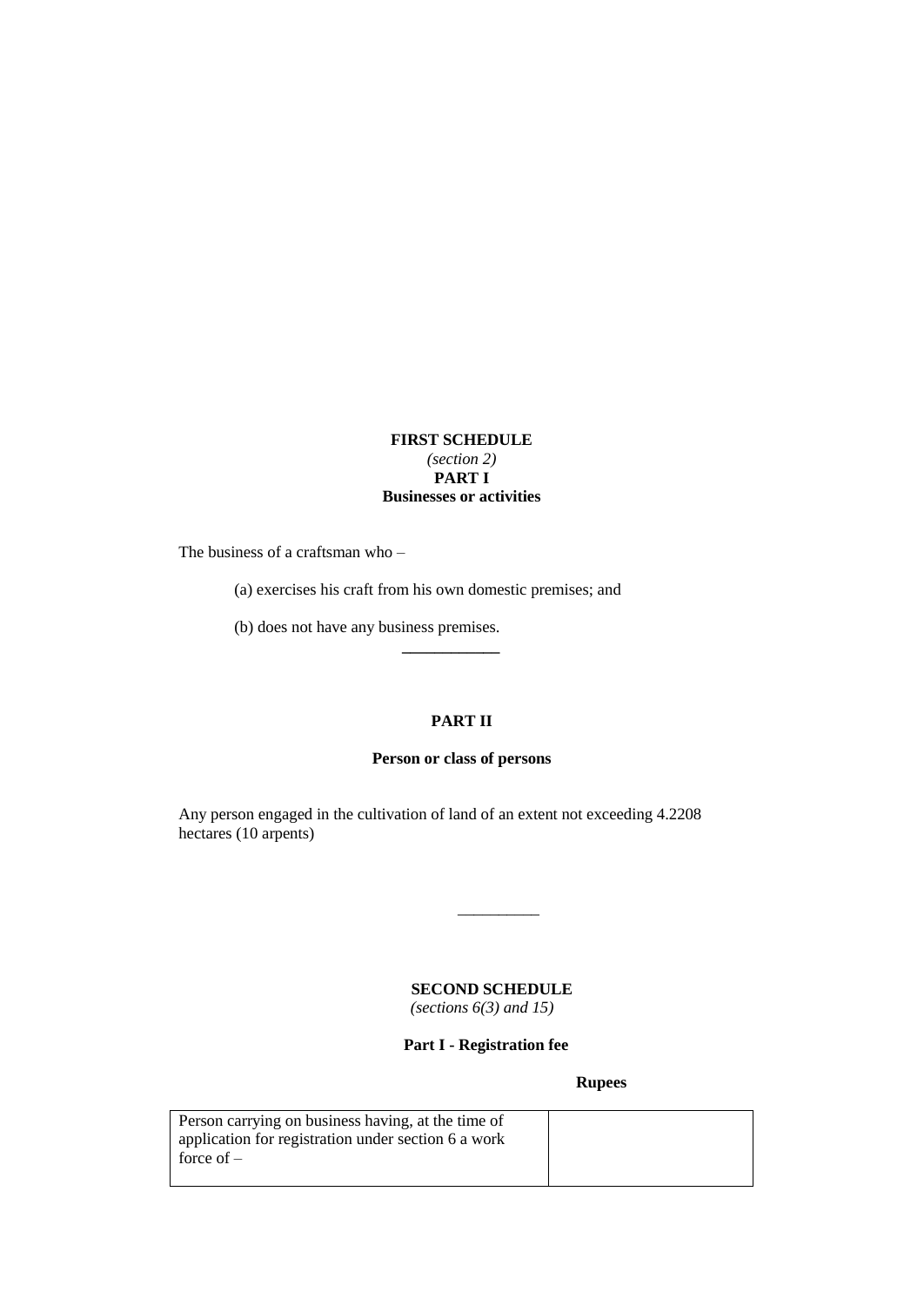**FIRST SCHEDULE**
*(section 2)*
**PART I**
**Businesses or activities**

The business of a craftsman who –

(a) exercises his craft from his own domestic premises; and

(b) does not have any business premises.

---

**PART II**

**Person or class of persons**

Any person engaged in the cultivation of land of an extent not exceeding 4.2208 hectares (10 arpents)

---

**SECOND SCHEDULE**
*(sections 6(3) and 15)*

**Part I - Registration fee**

| | **Rupees** |
|---|---|
| Person carrying on business having, at the time of application for registration under section 6 a work force of – | |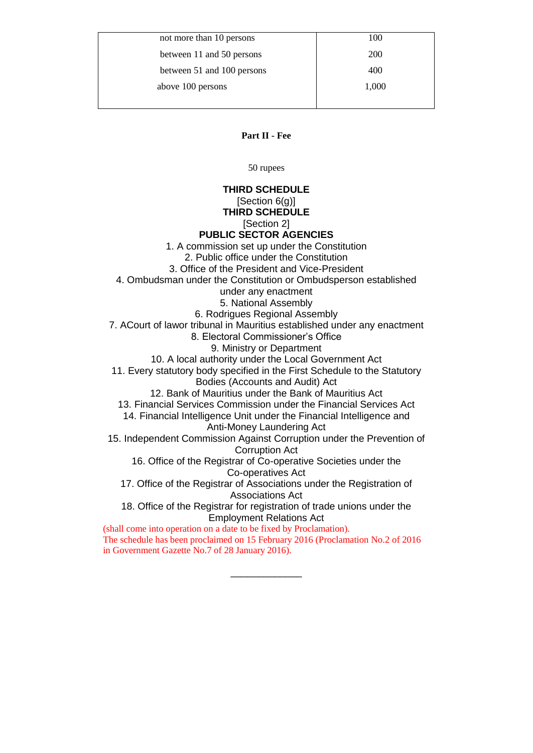| | |
|---|---|
| not more than 10 persons | 100 |
| between 11 and 50 persons | 200 |
| between 51 and 100 persons | 400 |
| above 100 persons | 1,000 |

**Part II - Fee**

50 rupees

**THIRD SCHEDULE**

[Section 6(g)]

**THIRD SCHEDULE**

[Section 2]

**PUBLIC SECTOR AGENCIES**

1. A commission set up under the Constitution
2. Public office under the Constitution
3. Office of the President and Vice-President
4. Ombudsman under the Constitution or Ombudsperson established under any enactment
5. National Assembly
6. Rodrigues Regional Assembly
7. ACourt of lawor tribunal in Mauritius established under any enactment
8. Electoral Commissioner's Office
9. Ministry or Department
10. A local authority under the Local Government Act
11. Every statutory body specified in the First Schedule to the Statutory Bodies (Accounts and Audit) Act
12. Bank of Mauritius under the Bank of Mauritius Act
13. Financial Services Commission under the Financial Services Act
14. Financial Intelligence Unit under the Financial Intelligence and Anti-Money Laundering Act
15. Independent Commission Against Corruption under the Prevention of Corruption Act
16. Office of the Registrar of Co-operative Societies under the Co-operatives Act
17. Office of the Registrar of Associations under the Registration of Associations Act
18. Office of the Registrar for registration of trade unions under the Employment Relations Act

(shall come into operation on a date to be fixed by Proclamation).
The schedule has been proclaimed on 15 February 2016 (Proclamation No.2 of 2016 in Government Gazette No.7 of 28 January 2016).

______________